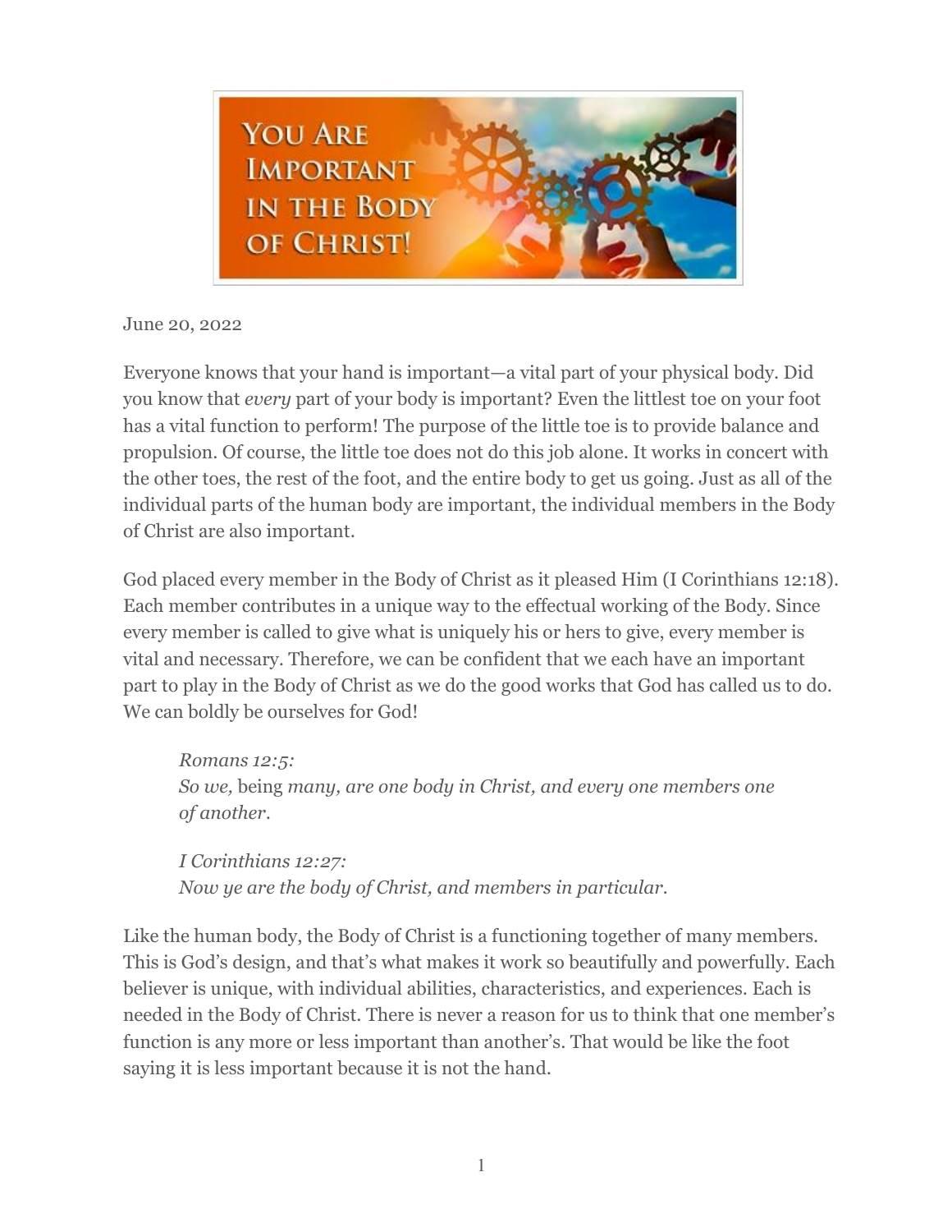# You Are Important in the Body of Christ!

June 20, 2022

Everyone knows that your hand is important—a vital part of your physical body. Did you know that *every* part of your body is important? Even the littlest toe on your foot has a vital function to perform! The purpose of the little toe is to provide balance and propulsion. Of course, the little toe does not do this job alone. It works in concert with the other toes, the rest of the foot, and the entire body to get us going. Just as all of the individual parts of the human body are important, the individual members in the Body of Christ are also important.

God placed every member in the Body of Christ as it pleased Him (I Corinthians 12:18). Each member contributes in a unique way to the effectual working of the Body. Since every member is called to give what is uniquely his or hers to give, every member is vital and necessary. Therefore, we can be confident that we each have an important part to play in the Body of Christ as we do the good works that God has called us to do. We can boldly be ourselves for God!

> *Romans 12:5:*
> *So we,* being *many, are one body in Christ, and every one members one of another.*

> *I Corinthians 12:27:*
> *Now ye are the body of Christ, and members in particular.*

Like the human body, the Body of Christ is a functioning together of many members. This is God's design, and that's what makes it work so beautifully and powerfully. Each believer is unique, with individual abilities, characteristics, and experiences. Each is needed in the Body of Christ. There is never a reason for us to think that one member's function is any more or less important than another's. That would be like the foot saying it is less important because it is not the hand.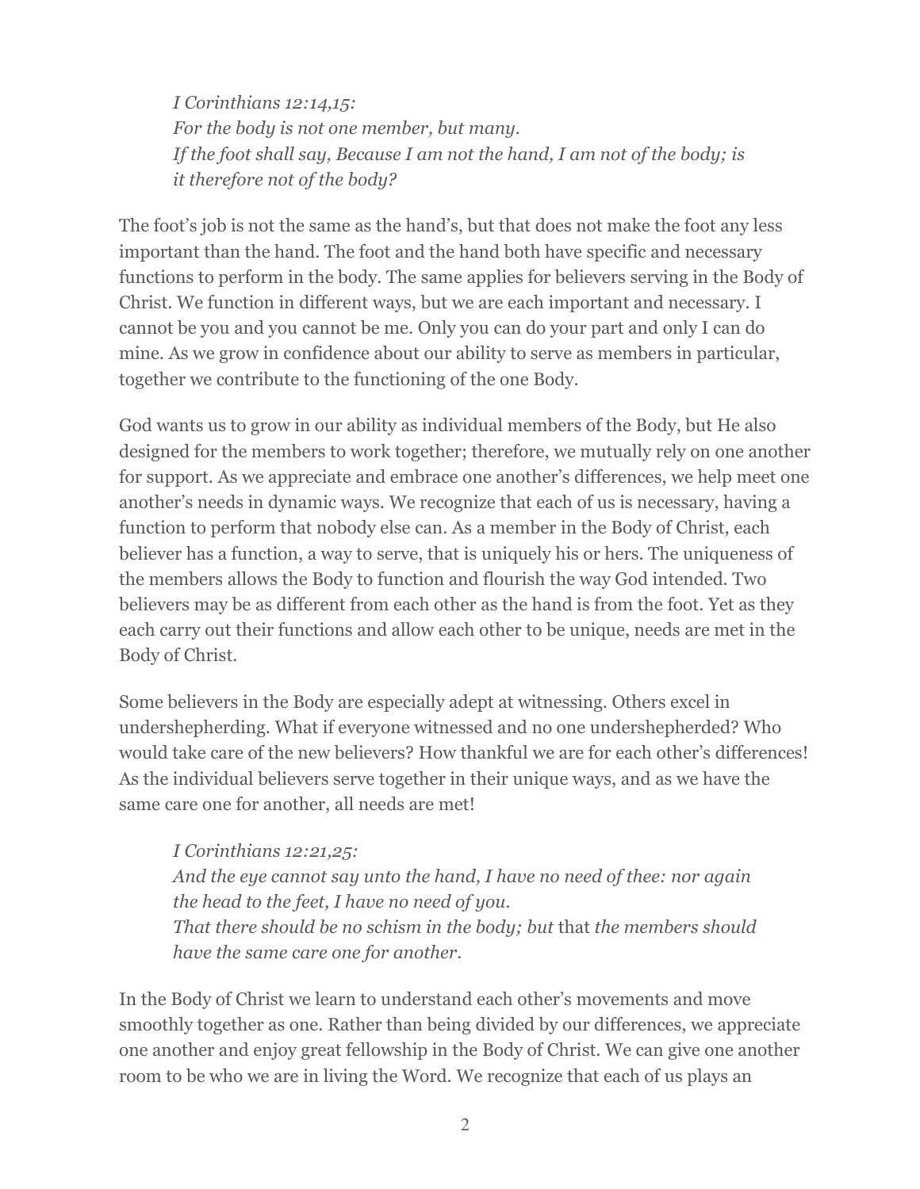*I Corinthians 12:14,15:*
*For the body is not one member, but many.*
*If the foot shall say, Because I am not the hand, I am not of the body; is it therefore not of the body?*

The foot's job is not the same as the hand's, but that does not make the foot any less important than the hand. The foot and the hand both have specific and necessary functions to perform in the body. The same applies for believers serving in the Body of Christ. We function in different ways, but we are each important and necessary. I cannot be you and you cannot be me. Only you can do your part and only I can do mine. As we grow in confidence about our ability to serve as members in particular, together we contribute to the functioning of the one Body.

God wants us to grow in our ability as individual members of the Body, but He also designed for the members to work together; therefore, we mutually rely on one another for support. As we appreciate and embrace one another's differences, we help meet one another's needs in dynamic ways. We recognize that each of us is necessary, having a function to perform that nobody else can. As a member in the Body of Christ, each believer has a function, a way to serve, that is uniquely his or hers. The uniqueness of the members allows the Body to function and flourish the way God intended. Two believers may be as different from each other as the hand is from the foot. Yet as they each carry out their functions and allow each other to be unique, needs are met in the Body of Christ.

Some believers in the Body are especially adept at witnessing. Others excel in undershepherding. What if everyone witnessed and no one undershepherded? Who would take care of the new believers? How thankful we are for each other's differences! As the individual believers serve together in their unique ways, and as we have the same care one for another, all needs are met!

*I Corinthians 12:21,25:*
*And the eye cannot say unto the hand, I have no need of thee: nor again the head to the feet, I have no need of you.*
*That there should be no schism in the body; but* that *the members should have the same care one for another.*

In the Body of Christ we learn to understand each other's movements and move smoothly together as one. Rather than being divided by our differences, we appreciate one another and enjoy great fellowship in the Body of Christ. We can give one another room to be who we are in living the Word. We recognize that each of us plays an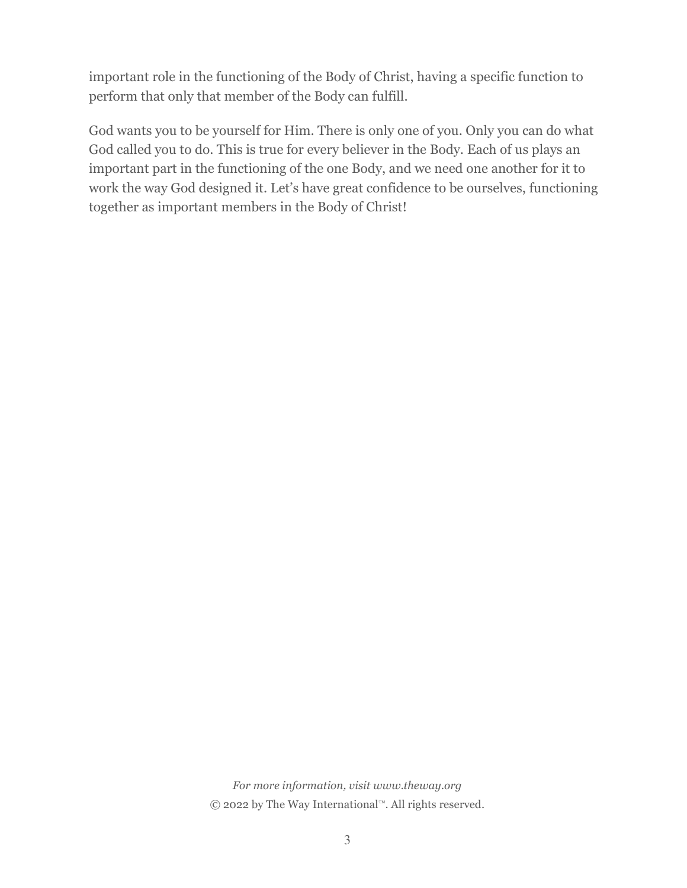important role in the functioning of the Body of Christ, having a specific function to perform that only that member of the Body can fulfill.

God wants you to be yourself for Him. There is only one of you. Only you can do what God called you to do. This is true for every believer in the Body. Each of us plays an important part in the functioning of the one Body, and we need one another for it to work the way God designed it. Let's have great confidence to be ourselves, functioning together as important members in the Body of Christ!

*For more information, visit www.theway.org*

© 2022 by The Way International™. All rights reserved.